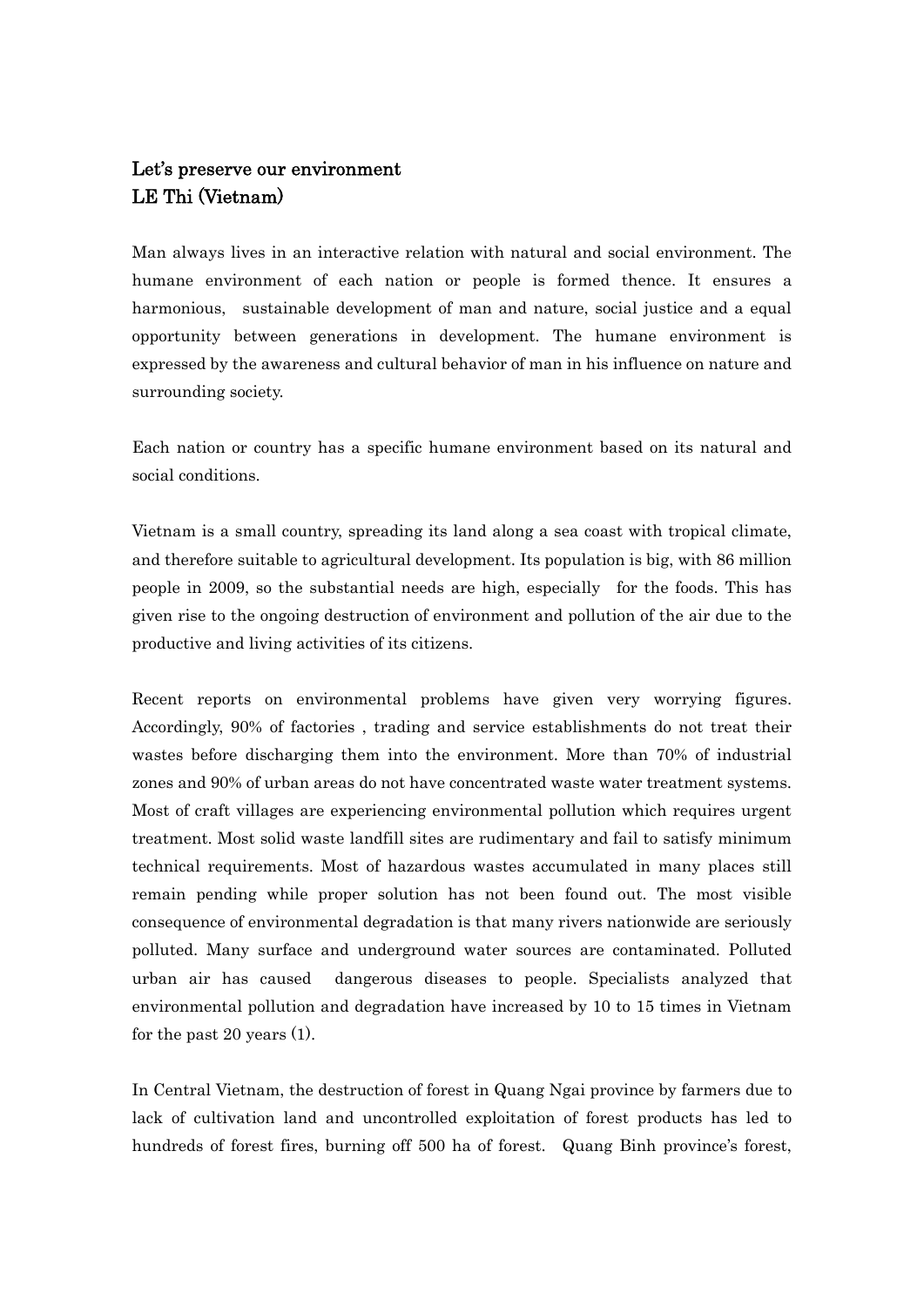# Let's preserve our environment

## LE Thi (Vietnam)

Man always lives in an interactive relation with natural and social environment. The humane environment of each nation or people is formed thence. It ensures a harmonious, sustainable development of man and nature, social justice and a equal opportunity between generations in development. The humane environment is expressed by the awareness and cultural behavior of man in his influence on nature and surrounding society.

Each nation or country has a specific humane environment based on its natural and social conditions.

Vietnam is a small country, spreading its land along a sea coast with tropical climate, and therefore suitable to agricultural development. Its population is big, with 86 million people in 2009, so the substantial needs are high, especially for the foods. This has given rise to the ongoing destruction of environment and pollution of the air due to the productive and living activities of its citizens.

Recent reports on environmental problems have given very worrying figures. Accordingly, 90% of factories , trading and service establishments do not treat their wastes before discharging them into the environment. More than 70% of industrial zones and 90% of urban areas do not have concentrated waste water treatment systems. Most of craft villages are experiencing environmental pollution which requires urgent treatment. Most solid waste landfill sites are rudimentary and fail to satisfy minimum technical requirements. Most of hazardous wastes accumulated in many places still remain pending while proper solution has not been found out. The most visible consequence of environmental degradation is that many rivers nationwide are seriously polluted. Many surface and underground water sources are contaminated. Polluted urban air has caused dangerous diseases to people. Specialists analyzed that environmental pollution and degradation have increased by 10 to 15 times in Vietnam for the past 20 years (1).

In Central Vietnam, the destruction of forest in Quang Ngai province by farmers due to lack of cultivation land and uncontrolled exploitation of forest products has led to hundreds of forest fires, burning off 500 ha of forest. Quang Binh province's forest,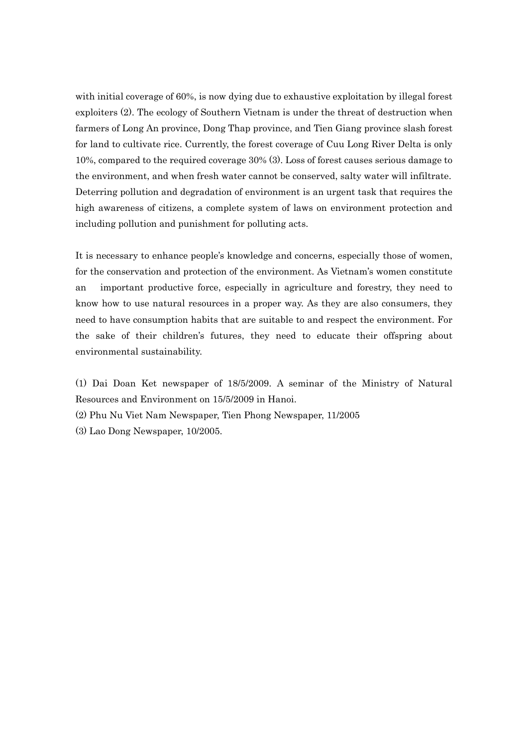with initial coverage of 60%, is now dying due to exhaustive exploitation by illegal forest exploiters (2). The ecology of Southern Vietnam is under the threat of destruction when farmers of Long An province, Dong Thap province, and Tien Giang province slash forest for land to cultivate rice. Currently, the forest coverage of Cuu Long River Delta is only 10%, compared to the required coverage 30% (3). Loss of forest causes serious damage to the environment, and when fresh water cannot be conserved, salty water will infiltrate. Deterring pollution and degradation of environment is an urgent task that requires the high awareness of citizens, a complete system of laws on environment protection and including pollution and punishment for polluting acts.

It is necessary to enhance people's knowledge and concerns, especially those of women, for the conservation and protection of the environment. As Vietnam's women constitute an important productive force, especially in agriculture and forestry, they need to know how to use natural resources in a proper way. As they are also consumers, they need to have consumption habits that are suitable to and respect the environment. For the sake of their children's futures, they need to educate their offspring about environmental sustainability.

(1) Dai Doan Ket newspaper of 18/5/2009. A seminar of the Ministry of Natural Resources and Environment on 15/5/2009 in Hanoi.

(2) Phu Nu Viet Nam Newspaper, Tien Phong Newspaper, 11/2005

(3) Lao Dong Newspaper, 10/2005.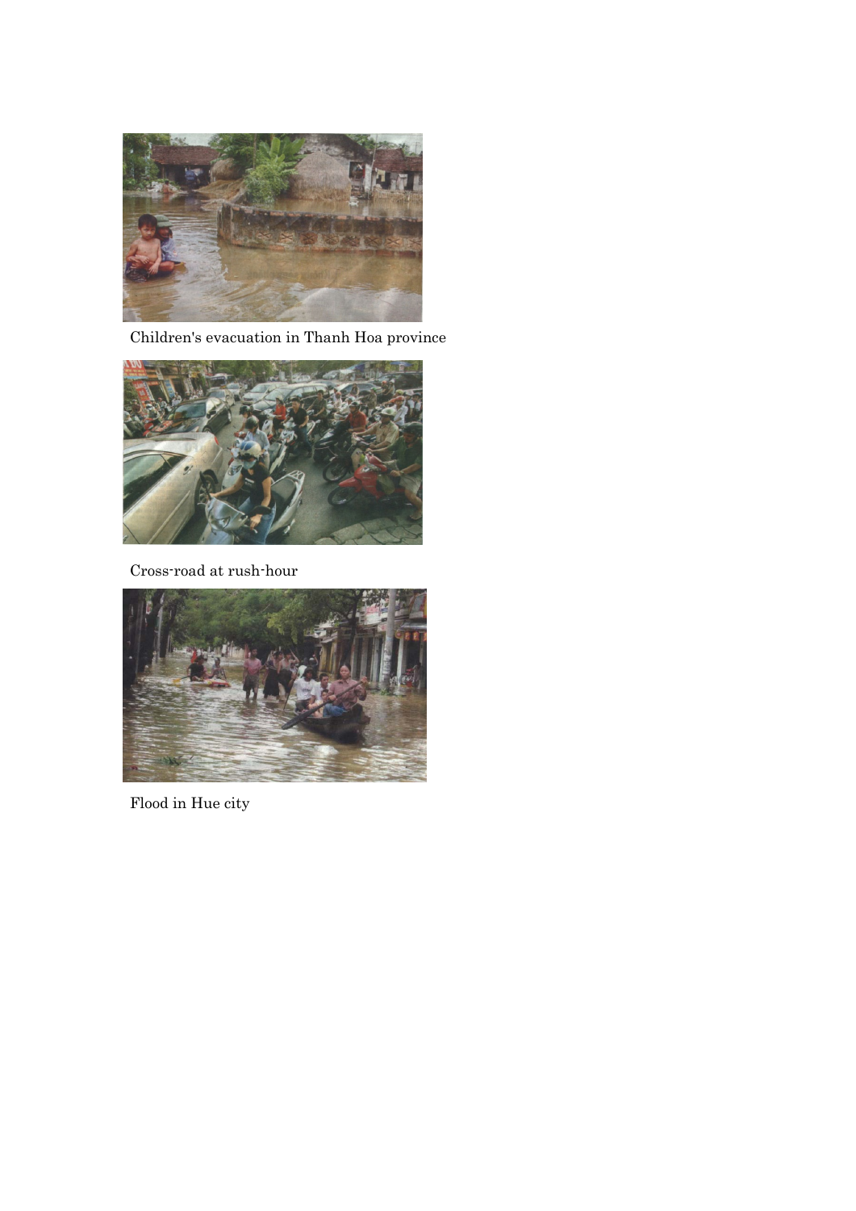Children's evacuation in Thanh Hoa province

Cross-road at rush-hour

Flood in Hue city